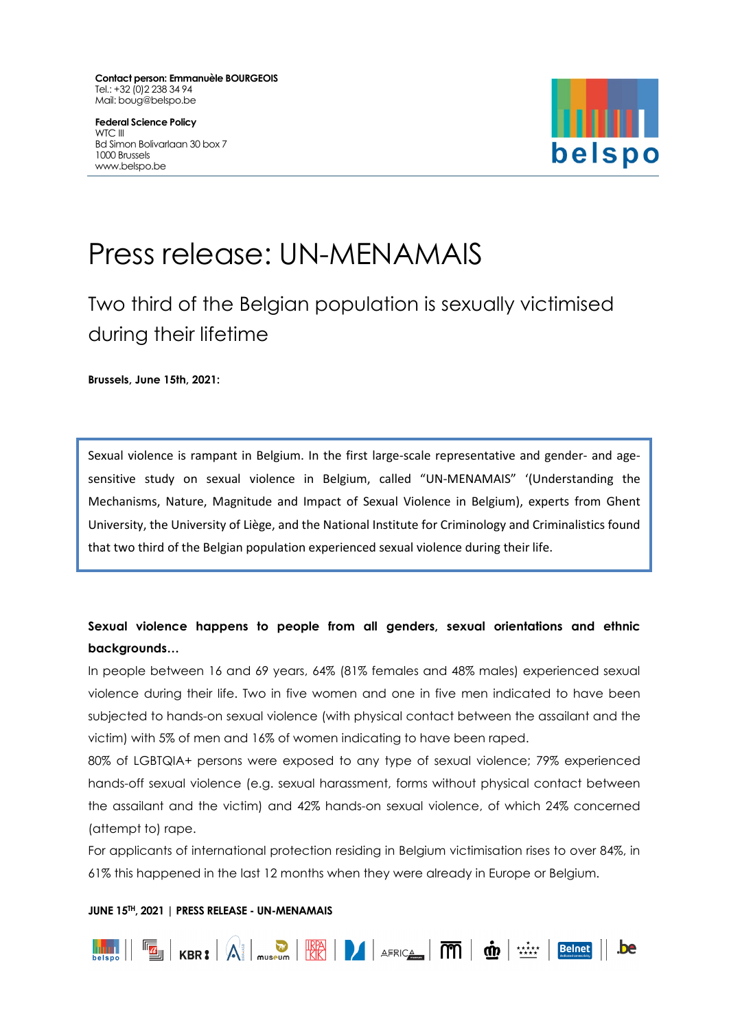**Contact person: Emmanuèle BOURGEOIS**
Tel.: +32 (0)2 238 34 94
Mail: boug@belspo.be

**Federal Science Policy**
WTC III
Bd Simon Bolivarlaan 30 box 7
1000 Brussels
www.belspo.be

# Press release: UN-MENAMAIS

## Two third of the Belgian population is sexually victimised during their lifetime

**Brussels, June 15th, 2021:**

Sexual violence is rampant in Belgium. In the first large-scale representative and gender- and age-sensitive study on sexual violence in Belgium, called "UN-MENAMAIS" '(Understanding the Mechanisms, Nature, Magnitude and Impact of Sexual Violence in Belgium), experts from Ghent University, the University of Liège, and the National Institute for Criminology and Criminalistics found that two third of the Belgian population experienced sexual violence during their life.

**Sexual violence happens to people from all genders, sexual orientations and ethnic backgrounds…**

In people between 16 and 69 years, 64% (81% females and 48% males) experienced sexual violence during their life. Two in five women and one in five men indicated to have been subjected to hands-on sexual violence (with physical contact between the assailant and the victim) with 5% of men and 16% of women indicating to have been raped.

80% of LGBTQIA+ persons were exposed to any type of sexual violence; 79% experienced hands-off sexual violence (e.g. sexual harassment, forms without physical contact between the assailant and the victim) and 42% hands-on sexual violence, of which 24% concerned (attempt to) rape.

For applicants of international protection residing in Belgium victimisation rises to over 84%, in 61% this happened in the last 12 months when they were already in Europe or Belgium.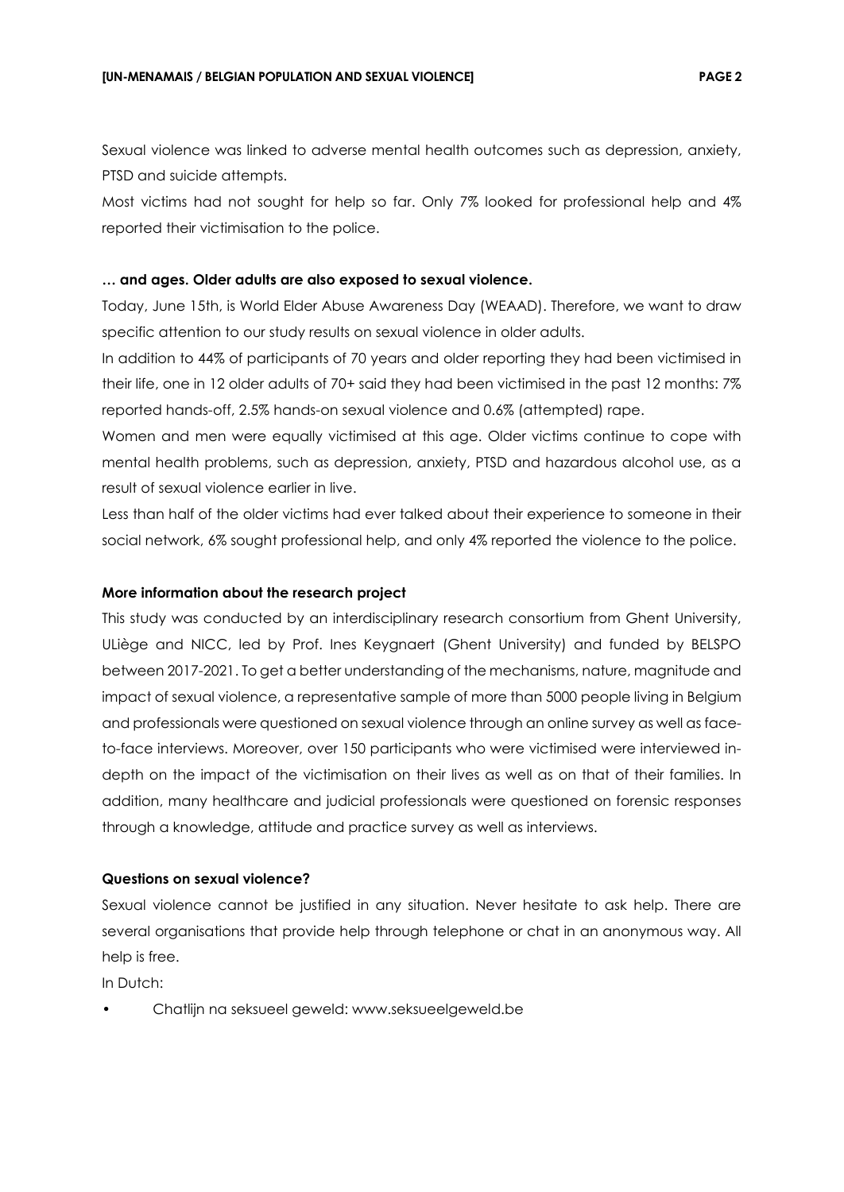Sexual violence was linked to adverse mental health outcomes such as depression, anxiety, PTSD and suicide attempts.

Most victims had not sought for help so far. Only 7% looked for professional help and 4% reported their victimisation to the police.

**… and ages. Older adults are also exposed to sexual violence.**

Today, June 15th, is World Elder Abuse Awareness Day (WEAAD). Therefore, we want to draw specific attention to our study results on sexual violence in older adults.

In addition to 44% of participants of 70 years and older reporting they had been victimised in their life, one in 12 older adults of 70+ said they had been victimised in the past 12 months: 7% reported hands-off, 2.5% hands-on sexual violence and 0.6% (attempted) rape.

Women and men were equally victimised at this age. Older victims continue to cope with mental health problems, such as depression, anxiety, PTSD and hazardous alcohol use, as a result of sexual violence earlier in live.

Less than half of the older victims had ever talked about their experience to someone in their social network, 6% sought professional help, and only 4% reported the violence to the police.

**More information about the research project**

This study was conducted by an interdisciplinary research consortium from Ghent University, ULiège and NICC, led by Prof. Ines Keygnaert (Ghent University) and funded by BELSPO between 2017-2021. To get a better understanding of the mechanisms, nature, magnitude and impact of sexual violence, a representative sample of more than 5000 people living in Belgium and professionals were questioned on sexual violence through an online survey as well as face-to-face interviews. Moreover, over 150 participants who were victimised were interviewed in-depth on the impact of the victimisation on their lives as well as on that of their families. In addition, many healthcare and judicial professionals were questioned on forensic responses through a knowledge, attitude and practice survey as well as interviews.

**Questions on sexual violence?**

Sexual violence cannot be justified in any situation. Never hesitate to ask help. There are several organisations that provide help through telephone or chat in an anonymous way. All help is free.

In Dutch:

- Chatlijn na seksueel geweld: www.seksueelgeweld.be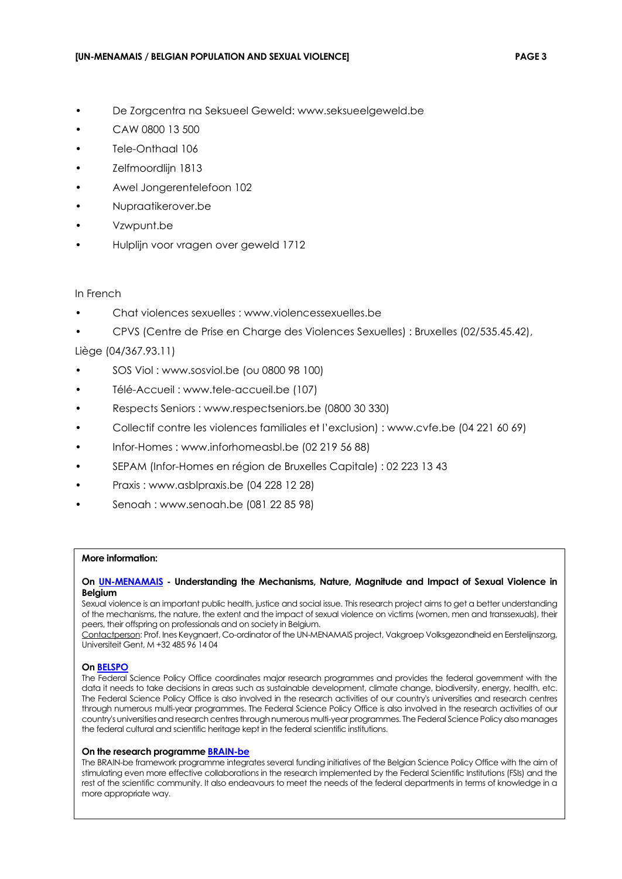- De Zorgcentra na Seksueel Geweld: www.seksueelgeweld.be
- CAW 0800 13 500
- Tele-Onthaal 106
- Zelfmoordlijn 1813
- Awel Jongerentelefoon 102
- Nupraatikerover.be
- Vzwpunt.be
- Hulplijn voor vragen over geweld 1712

In French

- Chat violences sexuelles : www.violencessexuelles.be
- CPVS (Centre de Prise en Charge des Violences Sexuelles) : Bruxelles (02/535.45.42), Liège (04/367.93.11)
- SOS Viol : www.sosviol.be (ou 0800 98 100)
- Télé-Accueil : www.tele-accueil.be (107)
- Respects Seniors : www.respectseniors.be (0800 30 330)
- Collectif contre les violences familiales et l'exclusion) : www.cvfe.be (04 221 60 69)
- Infor-Homes : www.inforhomeasbl.be (02 219 56 88)
- SEPAM (Infor-Homes en région de Bruxelles Capitale) : 02 223 13 43
- Praxis : www.asblpraxis.be (04 228 12 28)
- Senoah : www.senoah.be (081 22 85 98)

**More information:**

**On UN-MENAMAIS - Understanding the Mechanisms, Nature, Magnitude and Impact of Sexual Violence in Belgium**

Sexual violence is an important public health, justice and social issue. This research project aims to get a better understanding of the mechanisms, the nature, the extent and the impact of sexual violence on victims (women, men and transsexuals), their peers, their offspring on professionals and on society in Belgium.

Contactperson: Prof. Ines Keygnaert, Co-ordinator of the UN-MENAMAIS project, Vakgroep Volksgezondheid en Eerstelijnszorg, Universiteit Gent, M +32 485 96 14 04

**On BELSPO**

The Federal Science Policy Office coordinates major research programmes and provides the federal government with the data it needs to take decisions in areas such as sustainable development, climate change, biodiversity, energy, health, etc. The Federal Science Policy Office is also involved in the research activities of our country's universities and research centres through numerous multi-year programmes. The Federal Science Policy Office is also involved in the research activities of our country's universities and research centres through numerous multi-year programmes. The Federal Science Policy also manages the federal cultural and scientific heritage kept in the federal scientific institutions.

**On the research programme BRAIN-be**

The BRAIN-be framework programme integrates several funding initiatives of the Belgian Science Policy Office with the aim of stimulating even more effective collaborations in the research implemented by the Federal Scientific Institutions (FSIs) and the rest of the scientific community. It also endeavours to meet the needs of the federal departments in terms of knowledge in a more appropriate way.